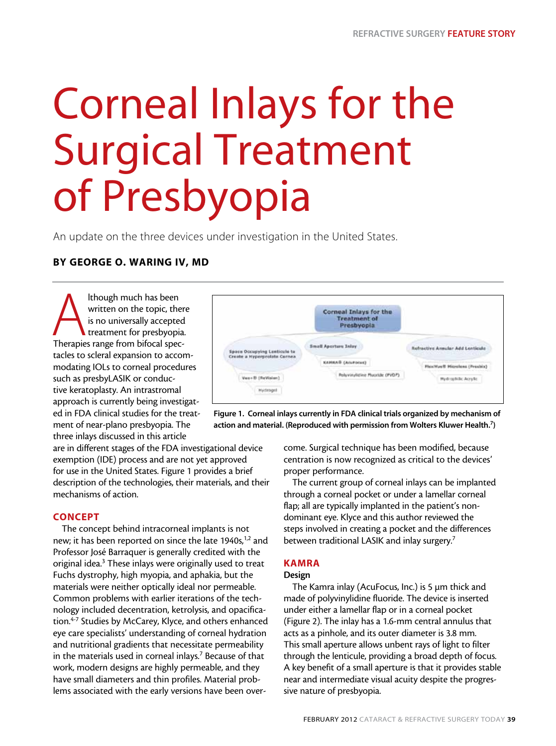# Corneal Inlays for the Surgical Treatment of Presbyopia

An update on the three devices under investigation in the United States.

**BY GEORGE O. WARING IV, MD**

Although much has been written on the topic, there is no universally accepted treatment for presbyopia. Therapies range from bifocal spectacles to scleral expansion to accommodating IOLs to corneal procedures such as presbyLASIK or conductive keratoplasty. An intrastromal approach is currently being investigated in FDA clinical studies for the treatment of near-plano presbyopia. The three inlays discussed in this article are in different stages of the FDA investigational device exemption (IDE) process and are not yet approved for use in the United States. Figure 1 provides a brief description of the technologies, their materials, and their mechanisms of action.

Figure 1. Corneal inlays currently in FDA clinical trials organized by mechanism of action and material. (Reproduced with permission from Wolters Kluwer Health.[7])

## CONCEPT

The concept behind intracorneal implants is not new; it has been reported on since the late 1940s,[1,2] and Professor José Barraquer is generally credited with the original idea.[3] These inlays were originally used to treat Fuchs dystrophy, high myopia, and aphakia, but the materials were neither optically ideal nor permeable. Common problems with earlier iterations of the technology included decentration, ketrolysis, and opacification.[4-7] Studies by McCarey, Klyce, and others enhanced eye care specialists' understanding of corneal hydration and nutritional gradients that necessitate permeability in the materials used in corneal inlays.[7] Because of that work, modern designs are highly permeable, and they have small diameters and thin profiles. Material problems associated with the early versions have been overcome. Surgical technique has been modified, because centration is now recognized as critical to the devices' proper performance.

The current group of corneal inlays can be implanted through a corneal pocket or under a lamellar corneal flap; all are typically implanted in the patient's nondominant eye. Klyce and this author reviewed the steps involved in creating a pocket and the differences between traditional LASIK and inlay surgery.[7]

## KAMRA

### Design

The Kamra inlay (AcuFocus, Inc.) is 5 µm thick and made of polyvinylidine fluoride. The device is inserted under either a lamellar flap or in a corneal pocket (Figure 2). The inlay has a 1.6-mm central annulus that acts as a pinhole, and its outer diameter is 3.8 mm. This small aperture allows unbent rays of light to filter through the lenticule, providing a broad depth of focus. A key benefit of a small aperture is that it provides stable near and intermediate visual acuity despite the progressive nature of presbyopia.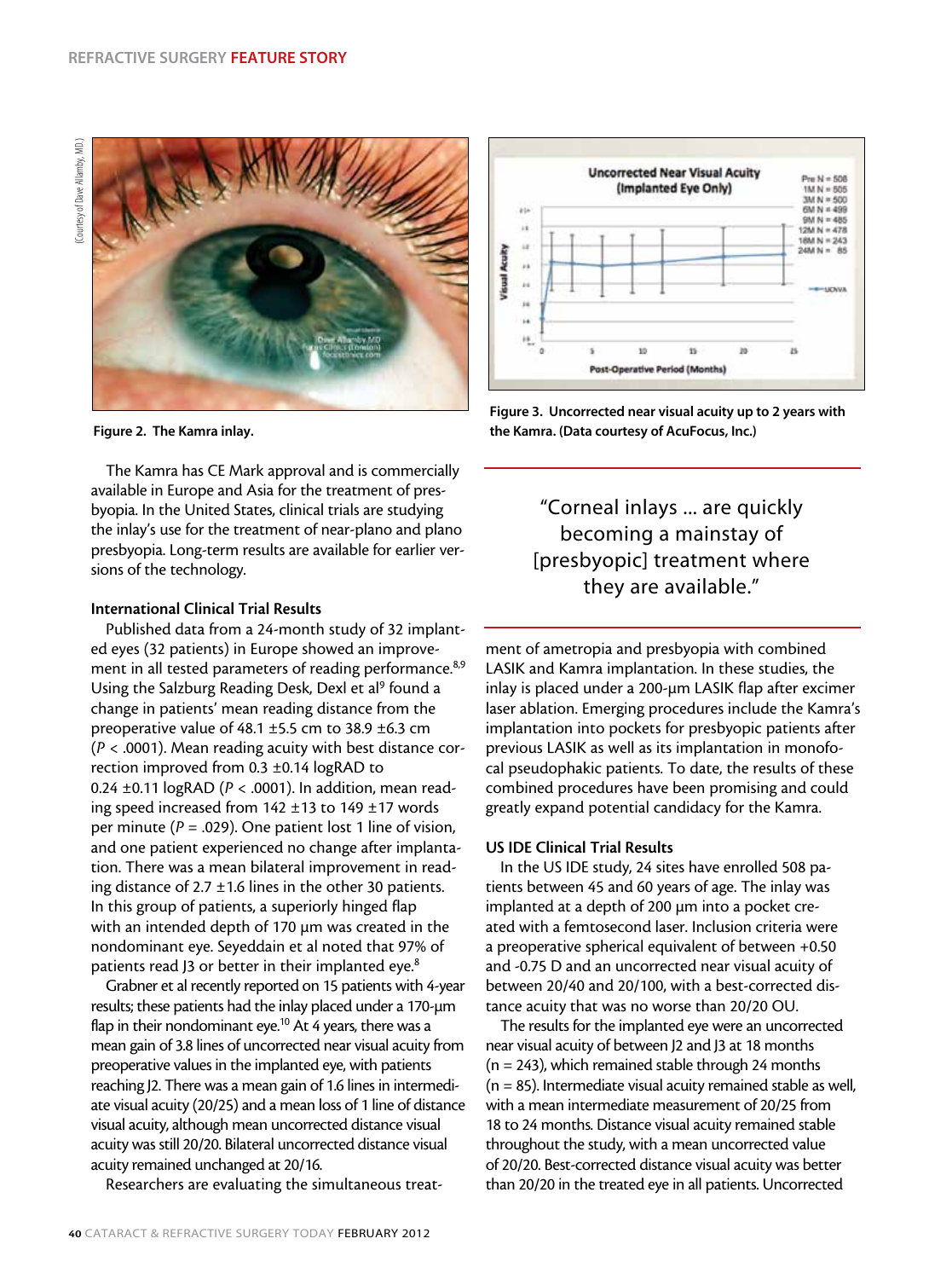Figure 2. The Kamra inlay.

Figure 3. Uncorrected near visual acuity up to 2 years with the Kamra. (Data courtesy of AcuFocus, Inc.)

The Kamra has CE Mark approval and is commercially available in Europe and Asia for the treatment of presbyopia. In the United States, clinical trials are studying the inlay's use for the treatment of near-plano and plano presbyopia. Long-term results are available for earlier versions of the technology.

### International Clinical Trial Results

Published data from a 24-month study of 32 implanted eyes (32 patients) in Europe showed an improvement in all tested parameters of reading performance.[8,9] Using the Salzburg Reading Desk, Dexl et al[9] found a change in patients' mean reading distance from the preoperative value of 48.1 ±5.5 cm to 38.9 ±6.3 cm ($P < .0001$). Mean reading acuity with best distance correction improved from 0.3 ±0.14 logRAD to 0.24 ±0.11 logRAD ($P < .0001$). In addition, mean reading speed increased from 142 ±13 to 149 ±17 words per minute ($P = .029$). One patient lost 1 line of vision, and one patient experienced no change after implantation. There was a mean bilateral improvement in reading distance of 2.7 ±1.6 lines in the other 30 patients. In this group of patients, a superiorly hinged flap with an intended depth of 170 µm was created in the nondominant eye. Seyeddain et al noted that 97% of patients read J3 or better in their implanted eye.[8]

Grabner et al recently reported on 15 patients with 4-year results; these patients had the inlay placed under a 170-µm flap in their nondominant eye.[10] At 4 years, there was a mean gain of 3.8 lines of uncorrected near visual acuity from preoperative values in the implanted eye, with patients reaching J2. There was a mean gain of 1.6 lines in intermediate visual acuity (20/25) and a mean loss of 1 line of distance visual acuity, although mean uncorrected distance visual acuity was still 20/20. Bilateral uncorrected distance visual acuity remained unchanged at 20/16.

Researchers are evaluating the simultaneous treatment of ametropia and presbyopia with combined LASIK and Kamra implantation. In these studies, the inlay is placed under a 200-µm LASIK flap after excimer laser ablation. Emerging procedures include the Kamra's implantation into pockets for presbyopic patients after previous LASIK as well as its implantation in monofocal pseudophakic patients. To date, the results of these combined procedures have been promising and could greatly expand potential candidacy for the Kamra.

> "Corneal inlays ... are quickly becoming a mainstay of [presbyopic] treatment where they are available."

### US IDE Clinical Trial Results

In the US IDE study, 24 sites have enrolled 508 patients between 45 and 60 years of age. The inlay was implanted at a depth of 200 µm into a pocket created with a femtosecond laser. Inclusion criteria were a preoperative spherical equivalent of between +0.50 and -0.75 D and an uncorrected near visual acuity of between 20/40 and 20/100, with a best-corrected distance acuity that was no worse than 20/20 OU.

The results for the implanted eye were an uncorrected near visual acuity of between J2 and J3 at 18 months (n = 243), which remained stable through 24 months (n = 85). Intermediate visual acuity remained stable as well, with a mean intermediate measurement of 20/25 from 18 to 24 months. Distance visual acuity remained stable throughout the study, with a mean uncorrected value of 20/20. Best-corrected distance visual acuity was better than 20/20 in the treated eye in all patients. Uncorrected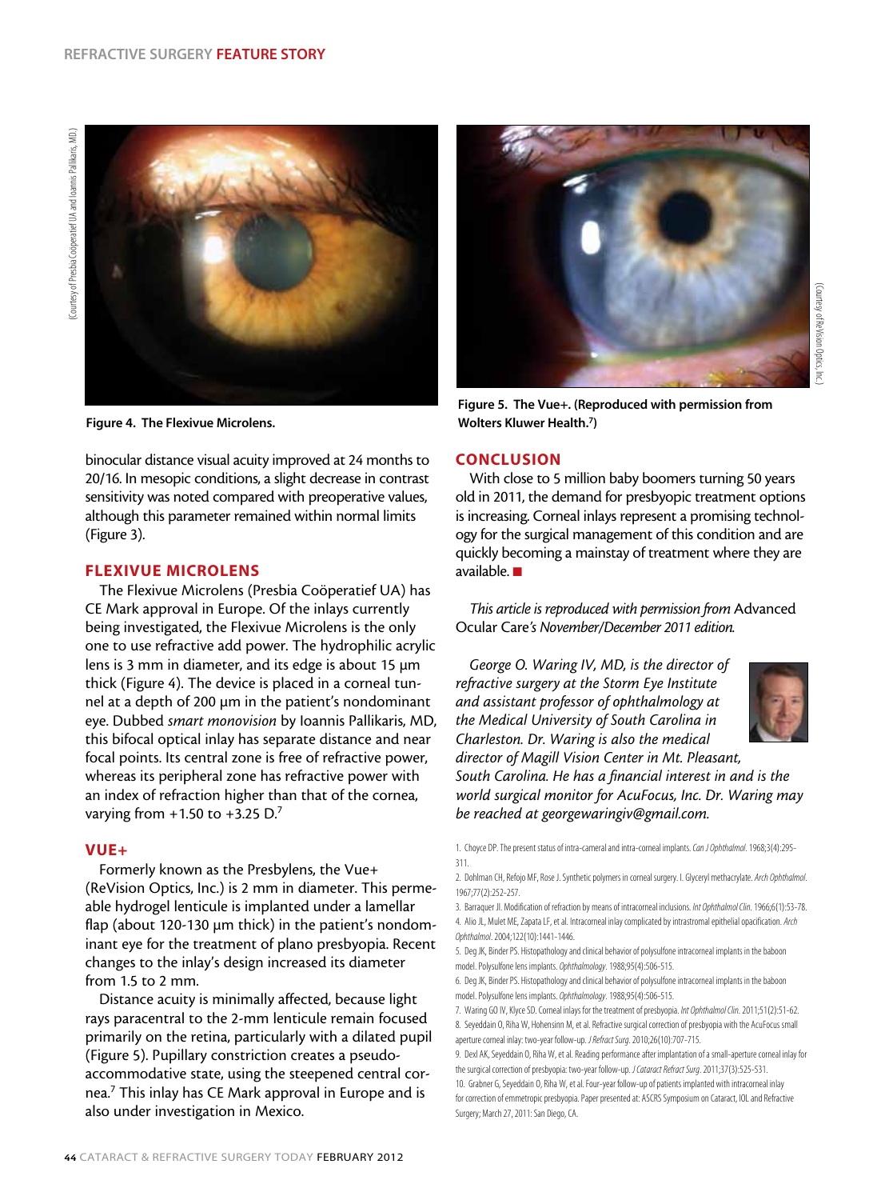Figure 4. The Flexivue Microlens.

(Courtesy of Presbia Coöperatief UA and Ioannis Pallikaris, MD.)

binocular distance visual acuity improved at 24 months to 20/16. In mesopic conditions, a slight decrease in contrast sensitivity was noted compared with preoperative values, although this parameter remained within normal limits (Figure 3).

## FLEXIVUE MICROLENS

The Flexivue Microlens (Presbia Coöperatief UA) has CE Mark approval in Europe. Of the inlays currently being investigated, the Flexivue Microlens is the only one to use refractive add power. The hydrophilic acrylic lens is 3 mm in diameter, and its edge is about 15 µm thick (Figure 4). The device is placed in a corneal tunnel at a depth of 200 µm in the patient's nondominant eye. Dubbed *smart monovision* by Ioannis Pallikaris, MD, this bifocal optical inlay has separate distance and near focal points. Its central zone is free of refractive power, whereas its peripheral zone has refractive power with an index of refraction higher than that of the cornea, varying from +1.50 to +3.25 D.[7]

## VUE+

Formerly known as the Presbylens, the Vue+ (ReVision Optics, Inc.) is 2 mm in diameter. This permeable hydrogel lenticule is implanted under a lamellar flap (about 120-130 µm thick) in the patient's nondominant eye for the treatment of plano presbyopia. Recent changes to the inlay's design increased its diameter from 1.5 to 2 mm.

Distance acuity is minimally affected, because light rays paracentral to the 2-mm lenticule remain focused primarily on the retina, particularly with a dilated pupil (Figure 5). Pupillary constriction creates a pseudo-accommodative state, using the steepened central cornea.[7] This inlay has CE Mark approval in Europe and is also under investigation in Mexico.

Figure 5. The Vue+. (Reproduced with permission from Wolters Kluwer Health.[7])

(Courtesy of ReVision Optics, Inc.)

## CONCLUSION

With close to 5 million baby boomers turning 50 years old in 2011, the demand for presbyopic treatment options is increasing. Corneal inlays represent a promising technology for the surgical management of this condition and are quickly becoming a mainstay of treatment where they are available. ■

*This article is reproduced with permission from* Advanced Ocular Care*'s November/December 2011 edition.*

*George O. Waring IV, MD, is the director of refractive surgery at the Storm Eye Institute and assistant professor of ophthalmology at the Medical University of South Carolina in Charleston. Dr. Waring is also the medical director of Magill Vision Center in Mt. Pleasant, South Carolina. He has a financial interest in and is the world surgical monitor for AcuFocus, Inc. Dr. Waring may be reached at georgewaringiv@gmail.com.*

1. Choyce DP. The present status of intra-cameral and intra-corneal implants. *Can J Ophthalmol*. 1968;3(4):295-311.
2. Dohlman CH, Refojo MF, Rose J. Synthetic polymers in corneal surgery. I. Glyceryl methacrylate. *Arch Ophthalmol*. 1967;77(2):252-257.
3. Barraquer JI. Modification of refraction by means of intracorneal inclusions. *Int Ophthalmol Clin*. 1966;6(1):53-78.
4. Alio JL, Mulet ME, Zapata LF, et al. Intracorneal inlay complicated by intrastromal epithelial opacification. *Arch Ophthalmol*. 2004;122(10):1441-1446.
5. Deg JK, Binder PS. Histopathology and clinical behavior of polysulfone intracorneal implants in the baboon model. Polysulfone lens implants. *Ophthalmology*. 1988;95(4):506-515.
6. Deg JK, Binder PS. Histopathology and clinical behavior of polysulfone intracorneal implants in the baboon model. Polysulfone lens implants. *Ophthalmology*. 1988;95(4):506-515.
7. Waring GO IV, Klyce SD. Corneal inlays for the treatment of presbyopia. *Int Ophthalmol Clin*. 2011;51(2):51-62.
8. Seyeddain O, Riha W, Hohensinn M, et al. Refractive surgical correction of presbyopia with the AcuFocus small aperture corneal inlay: two-year follow-up. *J Refract Surg*. 2010;26(10):707-715.
9. Dexl AK, Seyeddain O, Riha W, et al. Reading performance after implantation of a small-aperture corneal inlay for the surgical correction of presbyopia: two-year follow-up. *J Cataract Refract Surg*. 2011;37(3):525-531.
10. Grabner G, Seyeddain O, Riha W, et al. Four-year follow-up of patients implanted with intracorneal inlay for correction of emmetropic presbyopia. Paper presented at: ASCRS Symposium on Cataract, IOL and Refractive Surgery; March 27, 2011: San Diego, CA.